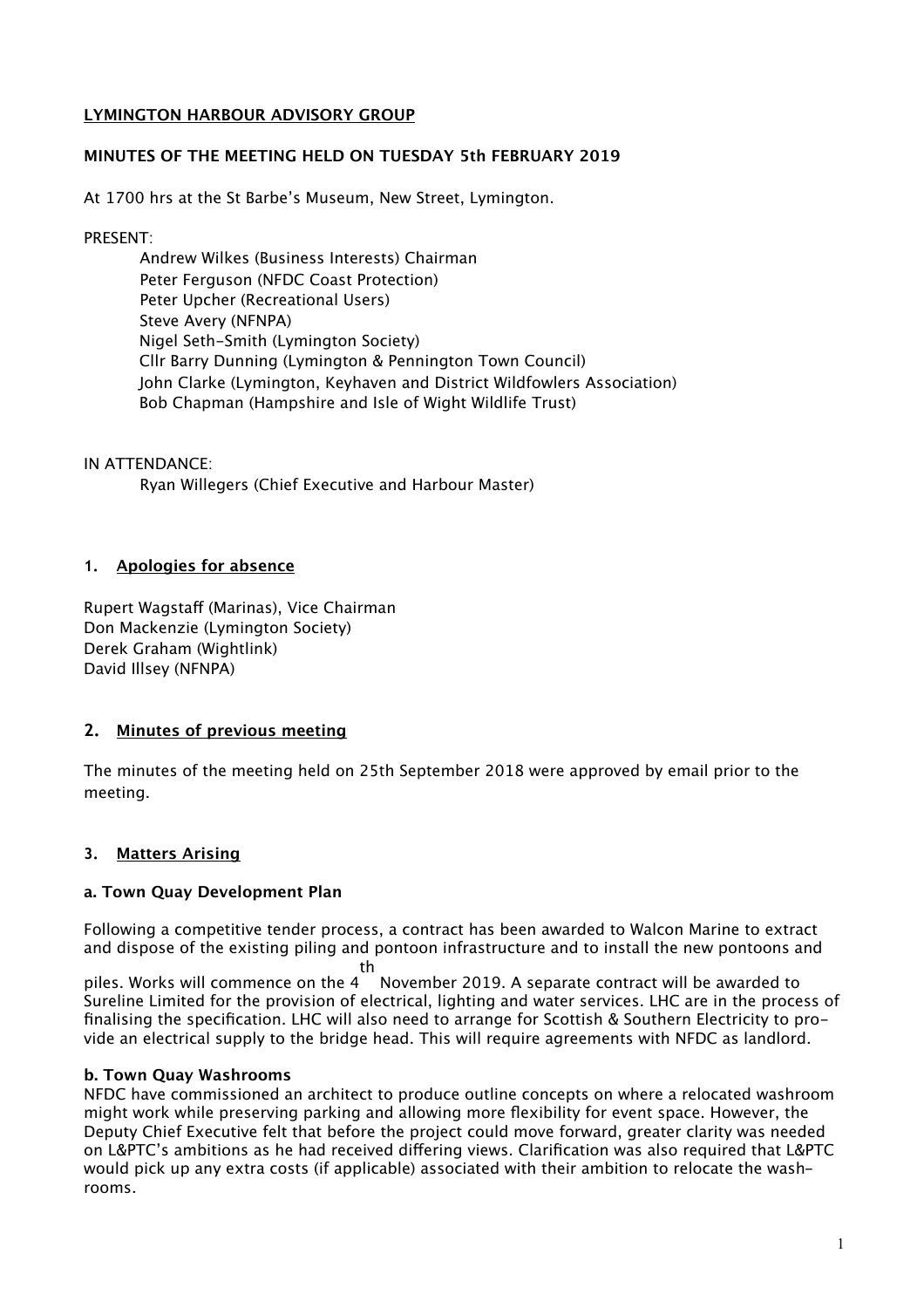**LYMINGTON HARBOUR ADVISORY GROUP**

**MINUTES OF THE MEETING HELD ON TUESDAY 5th FEBRUARY 2019**

At 1700 hrs at the St Barbe's Museum, New Street, Lymington.

PRESENT:

Andrew Wilkes (Business Interests) Chairman
Peter Ferguson (NFDC Coast Protection)
Peter Upcher (Recreational Users)
Steve Avery (NFNPA)
Nigel Seth-Smith (Lymington Society)
Cllr Barry Dunning (Lymington & Pennington Town Council)
John Clarke (Lymington, Keyhaven and District Wildfowlers Association)
Bob Chapman (Hampshire and Isle of Wight Wildlife Trust)

IN ATTENDANCE:

Ryan Willegers (Chief Executive and Harbour Master)

## 1. Apologies for absence

Rupert Wagstaff (Marinas), Vice Chairman
Don Mackenzie (Lymington Society)
Derek Graham (Wightlink)
David Illsey (NFNPA)

## 2. Minutes of previous meeting

The minutes of the meeting held on 25th September 2018 were approved by email prior to the meeting.

## 3. Matters Arising

**a. Town Quay Development Plan**

Following a competitive tender process, a contract has been awarded to Walcon Marine to extract and dispose of the existing piling and pontoon infrastructure and to install the new pontoons and piles. Works will commence on the 4th November 2019. A separate contract will be awarded to Sureline Limited for the provision of electrical, lighting and water services. LHC are in the process of finalising the specification. LHC will also need to arrange for Scottish & Southern Electricity to provide an electrical supply to the bridge head. This will require agreements with NFDC as landlord.

**b. Town Quay Washrooms**

NFDC have commissioned an architect to produce outline concepts on where a relocated washroom might work while preserving parking and allowing more flexibility for event space. However, the Deputy Chief Executive felt that before the project could move forward, greater clarity was needed on L&PTC's ambitions as he had received differing views. Clarification was also required that L&PTC would pick up any extra costs (if applicable) associated with their ambition to relocate the washrooms.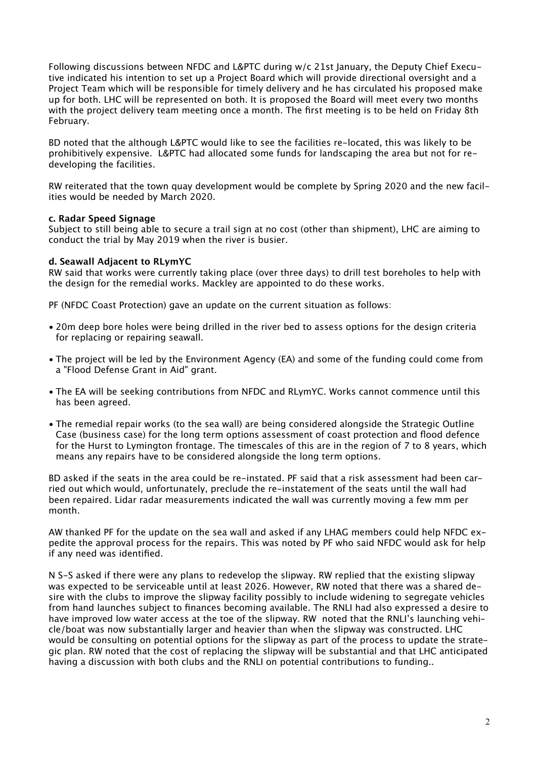Following discussions between NFDC and L&PTC during w/c 21st January, the Deputy Chief Executive indicated his intention to set up a Project Board which will provide directional oversight and a Project Team which will be responsible for timely delivery and he has circulated his proposed make up for both. LHC will be represented on both. It is proposed the Board will meet every two months with the project delivery team meeting once a month. The first meeting is to be held on Friday 8th February.

BD noted that the although L&PTC would like to see the facilities re-located, this was likely to be prohibitively expensive. L&PTC had allocated some funds for landscaping the area but not for re-developing the facilities.

RW reiterated that the town quay development would be complete by Spring 2020 and the new facilities would be needed by March 2020.

**c. Radar Speed Signage**

Subject to still being able to secure a trail sign at no cost (other than shipment), LHC are aiming to conduct the trial by May 2019 when the river is busier.

**d. Seawall Adjacent to RLymYC**

RW said that works were currently taking place (over three days) to drill test boreholes to help with the design for the remedial works. Mackley are appointed to do these works.

PF (NFDC Coast Protection) gave an update on the current situation as follows:

- 20m deep bore holes were being drilled in the river bed to assess options for the design criteria for replacing or repairing seawall.
- The project will be led by the Environment Agency (EA) and some of the funding could come from a "Flood Defense Grant in Aid" grant.
- The EA will be seeking contributions from NFDC and RLymYC. Works cannot commence until this has been agreed.
- The remedial repair works (to the sea wall) are being considered alongside the Strategic Outline Case (business case) for the long term options assessment of coast protection and flood defence for the Hurst to Lymington frontage. The timescales of this are in the region of 7 to 8 years, which means any repairs have to be considered alongside the long term options.

BD asked if the seats in the area could be re-instated. PF said that a risk assessment had been carried out which would, unfortunately, preclude the re-instatement of the seats until the wall had been repaired. Lidar radar measurements indicated the wall was currently moving a few mm per month.

AW thanked PF for the update on the sea wall and asked if any LHAG members could help NFDC expedite the approval process for the repairs. This was noted by PF who said NFDC would ask for help if any need was identified.

N S-S asked if there were any plans to redevelop the slipway. RW replied that the existing slipway was expected to be serviceable until at least 2026. However, RW noted that there was a shared desire with the clubs to improve the slipway facility possibly to include widening to segregate vehicles from hand launches subject to finances becoming available. The RNLI had also expressed a desire to have improved low water access at the toe of the slipway. RW noted that the RNLI's launching vehicle/boat was now substantially larger and heavier than when the slipway was constructed. LHC would be consulting on potential options for the slipway as part of the process to update the strategic plan. RW noted that the cost of replacing the slipway will be substantial and that LHC anticipated having a discussion with both clubs and the RNLI on potential contributions to funding..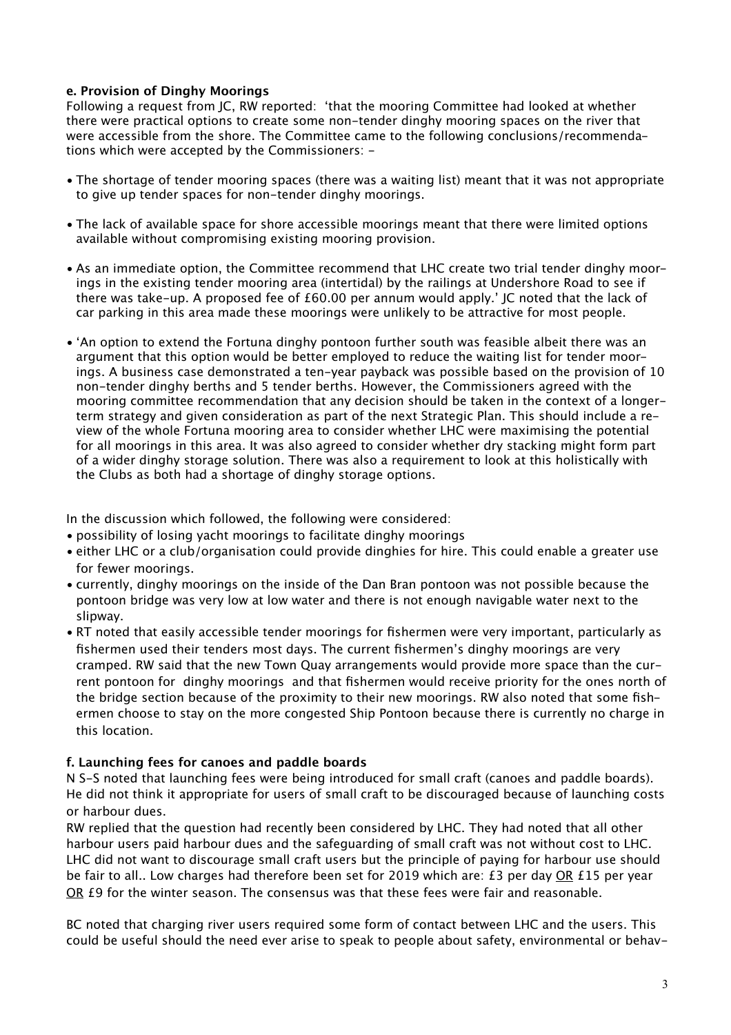**e. Provision of Dinghy Moorings**
Following a request from JC, RW reported: 'that the mooring Committee had looked at whether there were practical options to create some non-tender dinghy mooring spaces on the river that were accessible from the shore. The Committee came to the following conclusions/recommendations which were accepted by the Commissioners: -

- The shortage of tender mooring spaces (there was a waiting list) meant that it was not appropriate to give up tender spaces for non-tender dinghy moorings.

- The lack of available space for shore accessible moorings meant that there were limited options available without compromising existing mooring provision.

- As an immediate option, the Committee recommend that LHC create two trial tender dinghy moorings in the existing tender mooring area (intertidal) by the railings at Undershore Road to see if there was take-up. A proposed fee of £60.00 per annum would apply.' JC noted that the lack of car parking in this area made these moorings were unlikely to be attractive for most people.

- 'An option to extend the Fortuna dinghy pontoon further south was feasible albeit there was an argument that this option would be better employed to reduce the waiting list for tender moorings. A business case demonstrated a ten-year payback was possible based on the provision of 10 non-tender dinghy berths and 5 tender berths. However, the Commissioners agreed with the mooring committee recommendation that any decision should be taken in the context of a longer-term strategy and given consideration as part of the next Strategic Plan. This should include a review of the whole Fortuna mooring area to consider whether LHC were maximising the potential for all moorings in this area. It was also agreed to consider whether dry stacking might form part of a wider dinghy storage solution. There was also a requirement to look at this holistically with the Clubs as both had a shortage of dinghy storage options.

In the discussion which followed, the following were considered:

- possibility of losing yacht moorings to facilitate dinghy moorings
- either LHC or a club/organisation could provide dinghies for hire. This could enable a greater use for fewer moorings.
- currently, dinghy moorings on the inside of the Dan Bran pontoon was not possible because the pontoon bridge was very low at low water and there is not enough navigable water next to the slipway.
- RT noted that easily accessible tender moorings for fishermen were very important, particularly as fishermen used their tenders most days. The current fishermen's dinghy moorings are very cramped. RW said that the new Town Quay arrangements would provide more space than the current pontoon for dinghy moorings and that fishermen would receive priority for the ones north of the bridge section because of the proximity to their new moorings. RW also noted that some fishermen choose to stay on the more congested Ship Pontoon because there is currently no charge in this location.

**f. Launching fees for canoes and paddle boards**
N S-S noted that launching fees were being introduced for small craft (canoes and paddle boards). He did not think it appropriate for users of small craft to be discouraged because of launching costs or harbour dues.
RW replied that the question had recently been considered by LHC. They had noted that all other harbour users paid harbour dues and the safeguarding of small craft was not without cost to LHC. LHC did not want to discourage small craft users but the principle of paying for harbour use should be fair to all.. Low charges had therefore been set for 2019 which are: £3 per day <u>OR</u> £15 per year <u>OR</u> £9 for the winter season. The consensus was that these fees were fair and reasonable.

BC noted that charging river users required some form of contact between LHC and the users. This could be useful should the need ever arise to speak to people about safety, environmental or behav-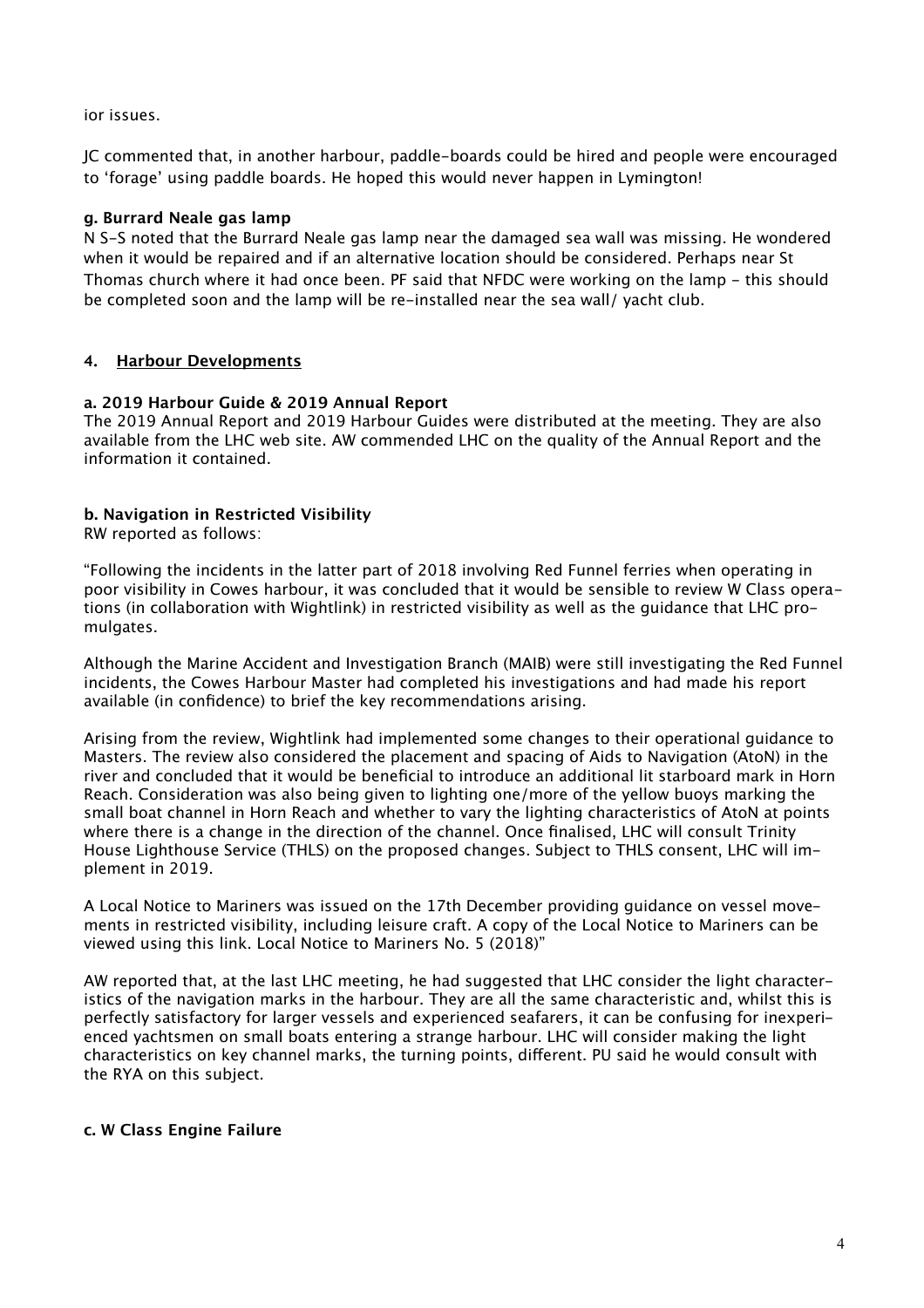ior issues.

JC commented that, in another harbour, paddle-boards could be hired and people were encouraged to 'forage' using paddle boards. He hoped this would never happen in Lymington!

**g. Burrard Neale gas lamp**

N S-S noted that the Burrard Neale gas lamp near the damaged sea wall was missing. He wondered when it would be repaired and if an alternative location should be considered. Perhaps near St Thomas church where it had once been. PF said that NFDC were working on the lamp - this should be completed soon and the lamp will be re-installed near the sea wall/ yacht club.

## 4. Harbour Developments

**a. 2019 Harbour Guide & 2019 Annual Report**

The 2019 Annual Report and 2019 Harbour Guides were distributed at the meeting. They are also available from the LHC web site. AW commended LHC on the quality of the Annual Report and the information it contained.

**b. Navigation in Restricted Visibility**

RW reported as follows:

"Following the incidents in the latter part of 2018 involving Red Funnel ferries when operating in poor visibility in Cowes harbour, it was concluded that it would be sensible to review W Class operations (in collaboration with Wightlink) in restricted visibility as well the guidance that LHC promulgates.

Although the Marine Accident and Investigation Branch (MAIB) were still investigating the Red Funnel incidents, the Cowes Harbour Master had completed his investigations and had made his report available (in confidence) to brief the key recommendations arising.

Arising from the review, Wightlink had implemented some changes to their operational guidance to Masters. The review also considered the placement and spacing of Aids to Navigation (AtoN) in the river and concluded that it would be beneficial to introduce an additional lit starboard mark in Horn Reach. Consideration was also being given to lighting one/more of the yellow buoys marking the small boat channel in Horn Reach and whether to vary the lighting characteristics of AtoN at points where there is a change in the direction of the channel. Once finalised, LHC will consult Trinity House Lighthouse Service (THLS) on the proposed changes. Subject to THLS consent, LHC will implement in 2019.

A Local Notice to Mariners was issued on the 17th December providing guidance on vessel movements in restricted visibility, including leisure craft. A copy of the Local Notice to Mariners can be viewed using this link. Local Notice to Mariners No. 5 (2018)"

AW reported that, at the last LHC meeting, he had suggested that LHC consider the light characteristics of the navigation marks in the harbour. They are all the same characteristic and, whilst this is perfectly satisfactory for larger vessels and experienced seafarers, it can be confusing for inexperienced yachtsmen on small boats entering a strange harbour. LHC will consider making the light characteristics on key channel marks, the turning points, different. PU said he would consult with the RYA on this subject.

**c. W Class Engine Failure**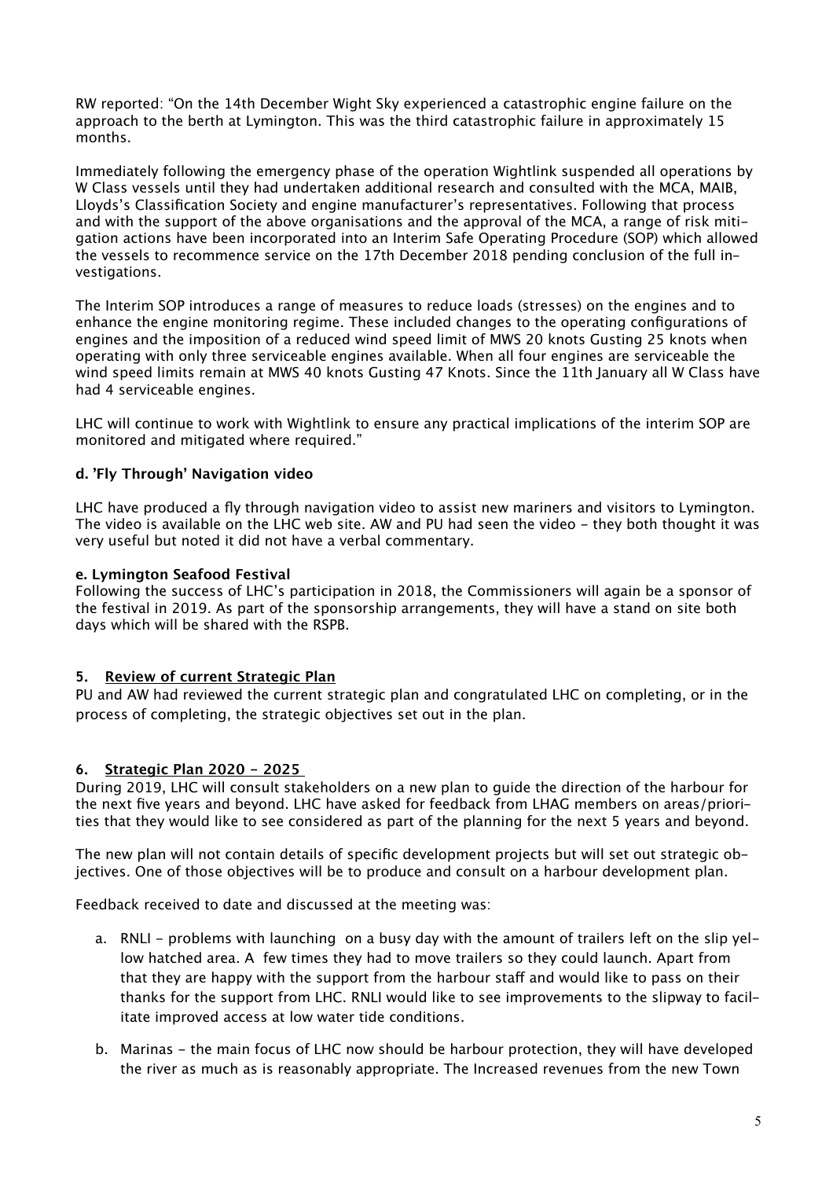RW reported: “On the 14th December Wight Sky experienced a catastrophic engine failure on the approach to the berth at Lymington. This was the third catastrophic failure in approximately 15 months.

Immediately following the emergency phase of the operation Wightlink suspended all operations by W Class vessels until they had undertaken additional research and consulted with the MCA, MAIB, Lloyds’s Classification Society and engine manufacturer’s representatives. Following that process and with the support of the above organisations and the approval of the MCA, a range of risk mitigation actions have been incorporated into an Interim Safe Operating Procedure (SOP) which allowed the vessels to recommence service on the 17th December 2018 pending conclusion of the full investigations.

The Interim SOP introduces a range of measures to reduce loads (stresses) on the engines and to enhance the engine monitoring regime. These included changes to the operating configurations of engines and the imposition of a reduced wind speed limit of MWS 20 knots Gusting 25 knots when operating with only three serviceable engines available. When all four engines are serviceable the wind speed limits remain at MWS 40 knots Gusting 47 Knots. Since the 11th January all W Class have had 4 serviceable engines.

LHC will continue to work with Wightlink to ensure any practical implications of the interim SOP are monitored and mitigated where required.”

**d. ’Fly Through’ Navigation video**

LHC have produced a fly through navigation video to assist new mariners and visitors to Lymington. The video is available on the LHC web site. AW and PU had seen the video - they both thought it was very useful but noted it did not have a verbal commentary.

**e. Lymington Seafood Festival**

Following the success of LHC’s participation in 2018, the Commissioners will again be a sponsor of the festival in 2019. As part of the sponsorship arrangements, they will have a stand on site both days which will be shared with the RSPB.

**5. Review of current Strategic Plan**

PU and AW had reviewed the current strategic plan and congratulated LHC on completing, or in the process of completing, the strategic objectives set out in the plan.

**6. Strategic Plan 2020 - 2025**

During 2019, LHC will consult stakeholders on a new plan to guide the direction of the harbour for the next five years and beyond. LHC have asked for feedback from LHAG members on areas/priorities that they would like to see considered as part of the planning for the next 5 years and beyond.

The new plan will not contain details of specific development projects but will set out strategic objectives. One of those objectives will be to produce and consult on a harbour development plan.

Feedback received to date and discussed at the meeting was:

a. RNLI - problems with launching on a busy day with the amount of trailers left on the slip yellow hatched area. A few times they had to move trailers so they could launch. Apart from that they are happy with the support from the harbour staff and would like to pass on their thanks for the support from LHC. RNLI would like to see improvements to the slipway to facilitate improved access at low water tide conditions.

b. Marinas - the main focus of LHC now should be harbour protection, they will have developed the river as much as is reasonably appropriate. The Increased revenues from the new Town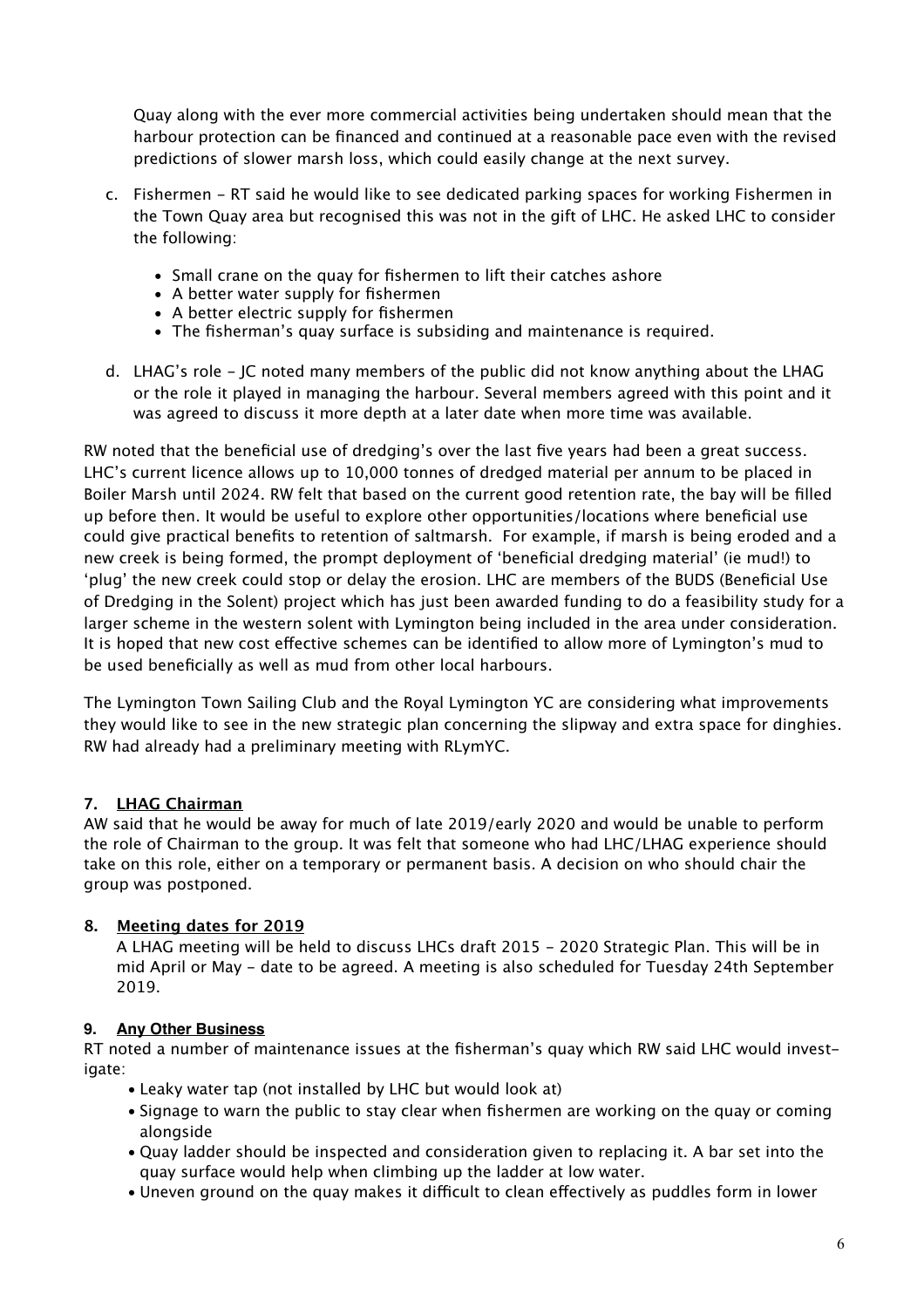Quay along with the ever more commercial activities being undertaken should mean that the harbour protection can be financed and continued at a reasonable pace even with the revised predictions of slower marsh loss, which could easily change at the next survey.

c. Fishermen - RT said he would like to see dedicated parking spaces for working Fishermen in the Town Quay area but recognised this was not in the gift of LHC. He asked LHC to consider the following:

   - Small crane on the quay for fishermen to lift their catches ashore
   - A better water supply for fishermen
   - A better electric supply for fishermen
   - The fisherman's quay surface is subsiding and maintenance is required.

d. LHAG's role - JC noted many members of the public did not know anything about the LHAG or the role it played in managing the harbour. Several members agreed with this point and it was agreed to discuss it more depth at a later date when more time was available.

RW noted that the beneficial use of dredging's over the last five years had been a great success. LHC's current licence allows up to 10,000 tonnes of dredged material per annum to be placed in Boiler Marsh until 2024. RW felt that based on the current good retention rate, the bay will be filled up before then. It would be useful to explore other opportunities/locations where beneficial use could give practical benefits to retention of saltmarsh. For example, if marsh is being eroded and a new creek is being formed, the prompt deployment of 'beneficial dredging material' (ie mud!) to 'plug' the new creek could stop or delay the erosion. LHC are members of the BUDS (Beneficial Use of Dredging in the Solent) project which has just been awarded funding to do a feasibility study for a larger scheme in the western solent with Lymington being included in the area under consideration. It is hoped that new cost effective schemes can be identified to allow more of Lymington's mud to be used beneficially as well as mud from other local harbours.

The Lymington Town Sailing Club and the Royal Lymington YC are considering what improvements they would like to see in the new strategic plan concerning the slipway and extra space for dinghies. RW had already had a preliminary meeting with RLymYC.

## 7. LHAG Chairman

AW said that he would be away for much of late 2019/early 2020 and would be unable to perform the role of Chairman to the group. It was felt that someone who had LHC/LHAG experience should take on this role, either on a temporary or permanent basis. A decision on who should chair the group was postponed.

## 8. Meeting dates for 2019

A LHAG meeting will be held to discuss LHCs draft 2015 - 2020 Strategic Plan. This will be in mid April or May - date to be agreed. A meeting is also scheduled for Tuesday 24th September 2019.

## 9. Any Other Business

RT noted a number of maintenance issues at the fisherman's quay which RW said LHC would investigate:

- Leaky water tap (not installed by LHC but would look at)
- Signage to warn the public to stay clear when fishermen are working on the quay or coming alongside
- Quay ladder should be inspected and consideration given to replacing it. A bar set into the quay surface would help when climbing up the ladder at low water.
- Uneven ground on the quay makes it difficult to clean effectively as puddles form in lower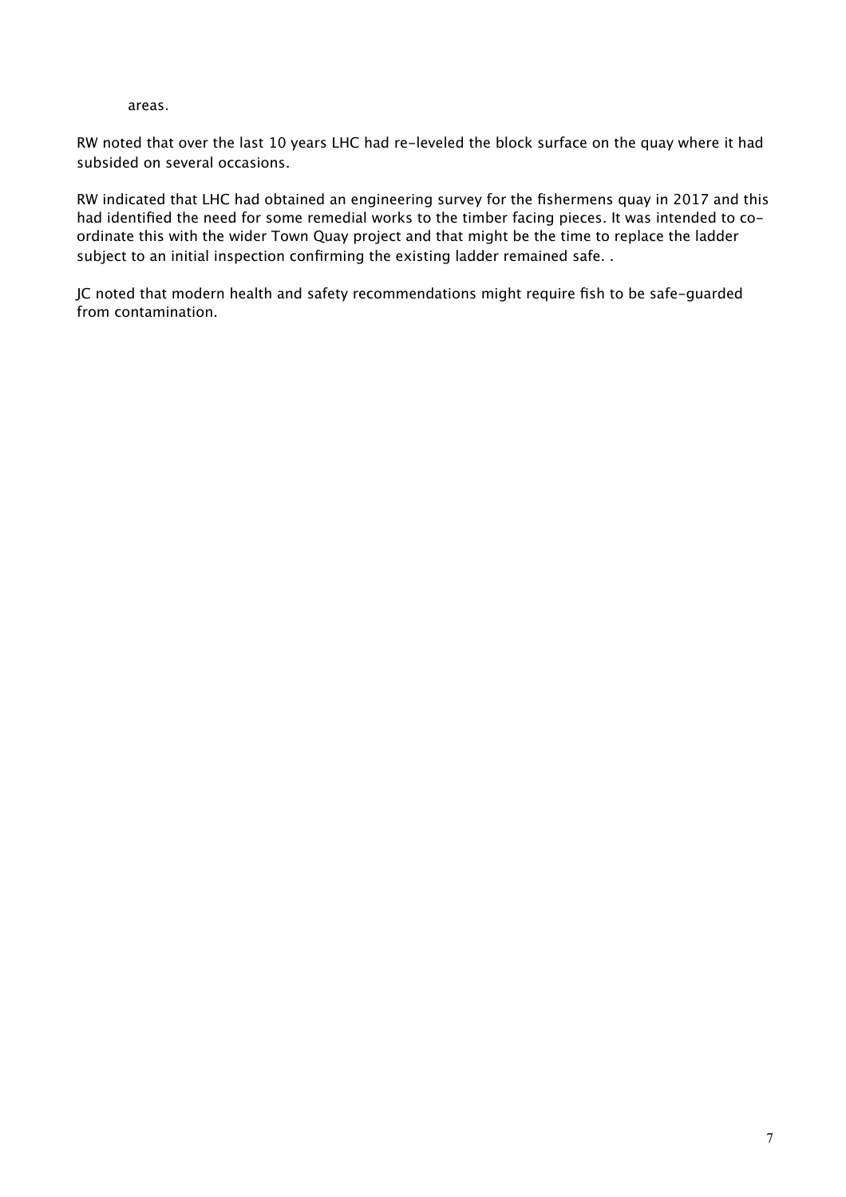areas.

RW noted that over the last 10 years LHC had re-leveled the block surface on the quay where it had subsided on several occasions.

RW indicated that LHC had obtained an engineering survey for the fishermens quay in 2017 and this had identified the need for some remedial works to the timber facing pieces. It was intended to co-ordinate this with the wider Town Quay project and that might be the time to replace the ladder subject to an initial inspection confirming the existing ladder remained safe. .

JC noted that modern health and safety recommendations might require fish to be safe-guarded from contamination.